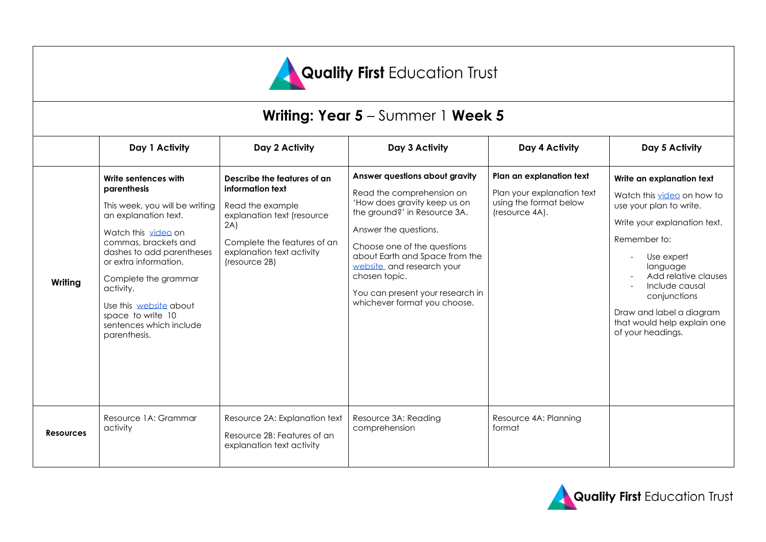Quality First Education Trust

# Writing: Year 5 – Summer 1 Week 5

| | Day 1 Activity | Day 2 Activity | Day 3 Activity | Day 4 Activity | Day 5 Activity |
|---|---|---|---|---|---|
| **Writing** | **Write sentences with parenthesis**<br><br>This week, you will be writing an explanation text.<br><br>Watch this video on commas, brackets and dashes to add parentheses or extra information.<br><br>Complete the grammar activity.<br><br>Use this website about space to write 10 sentences which include parenthesis. | **Describe the features of an information text**<br><br>Read the example explanation text (resource 2A)<br><br>Complete the features of an explanation text activity (resource 2B) | **Answer questions about gravity**<br><br>Read the comprehension on 'How does gravity keep us on the ground?' in Resource 3A.<br><br>Answer the questions.<br><br>Choose one of the questions about Earth and Space from the website and research your chosen topic.<br><br>You can present your research in whichever format you choose. | **Plan an explanation text**<br><br>Plan your explanation text using the format below (resource 4A). | **Write an explanation text**<br><br>Watch this video on how to use your plan to write.<br><br>Write your explanation text.<br><br>Remember to:<br>- Use expert language<br>- Add relative clauses<br>- Include causal conjunctions<br><br>Draw and label a diagram that would help explain one of your headings. |
| **Resources** | Resource 1A: Grammar activity | Resource 2A: Explanation text<br><br>Resource 2B: Features of an explanation text activity | Resource 3A: Reading comprehension | Resource 4A: Planning format | |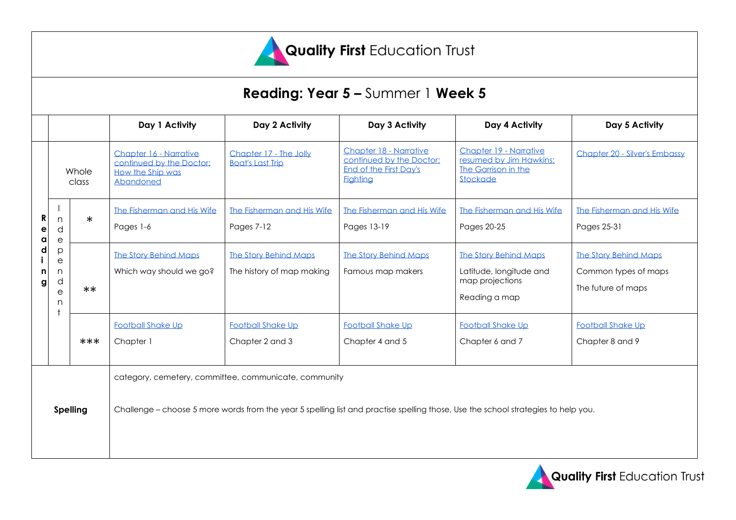Quality First Education Trust

# Reading: Year 5 – Summer 1 Week 5

| | | | Day 1 Activity | Day 2 Activity | Day 3 Activity | Day 4 Activity | Day 5 Activity |
|---|---|---|---|---|---|---|---|
| Reading | Whole class | | Chapter 16 - Narrative continued by the Doctor: How the Ship was Abandoned | Chapter 17 - The Jolly Boat's Last Trip | Chapter 18 - Narrative continued by the Doctor: End of the First Day's Fighting | Chapter 19 - Narrative resumed by Jim Hawkins: The Garrison in the Stockade | Chapter 20 - Silver's Embassy |
| | Independent | * | The Fisherman and His Wife<br>Pages 1-6 | The Fisherman and His Wife<br>Pages 7-12 | The Fisherman and His Wife<br>Pages 13-19 | The Fisherman and His Wife<br>Pages 20-25 | The Fisherman and His Wife<br>Pages 25-31 |
| | | ** | The Story Behind Maps<br>Which way should we go? | The Story Behind Maps<br>The history of map making | The Story Behind Maps<br>Famous map makers | The Story Behind Maps<br>Latitude, longitude and map projections<br>Reading a map | The Story Behind Maps<br>Common types of maps<br>The future of maps |
| | | *** | Football Shake Up<br>Chapter 1 | Football Shake Up<br>Chapter 2 and 3 | Football Shake Up<br>Chapter 4 and 5 | Football Shake Up<br>Chapter 6 and 7 | Football Shake Up<br>Chapter 8 and 9 |
| Spelling | | | category, cemetery, committee, communicate, community<br><br>Challenge – choose 5 more words from the year 5 spelling list and practise spelling those, Use the school strategies to help you. | | | | |

Quality First Education Trust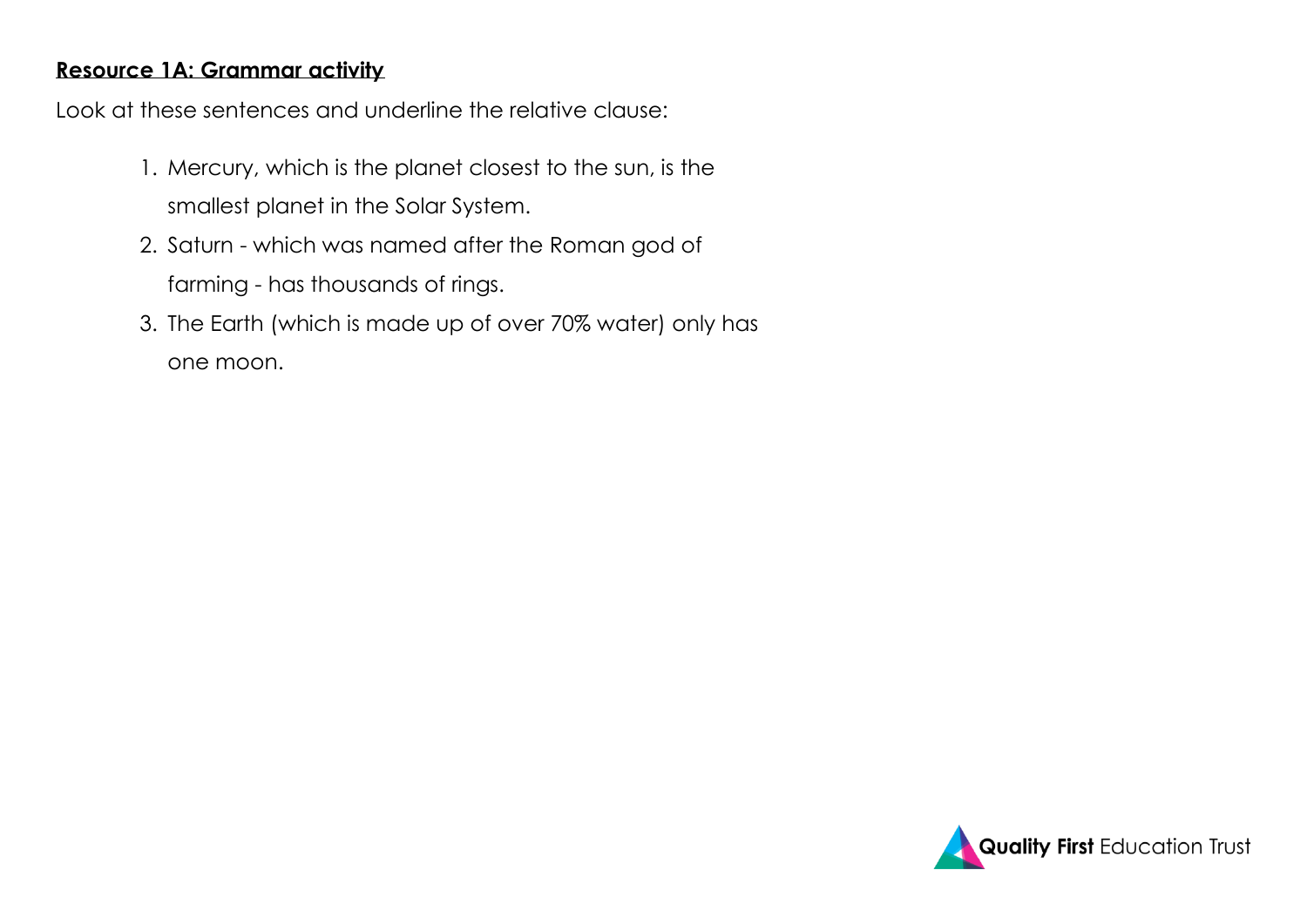**Resource 1A: Grammar activity**

Look at these sentences and underline the relative clause:

1. Mercury, which is the planet closest to the sun, is the smallest planet in the Solar System.
2. Saturn - which was named after the Roman god of farming - has thousands of rings.
3. The Earth (which is made up of over 70% water) only has one moon.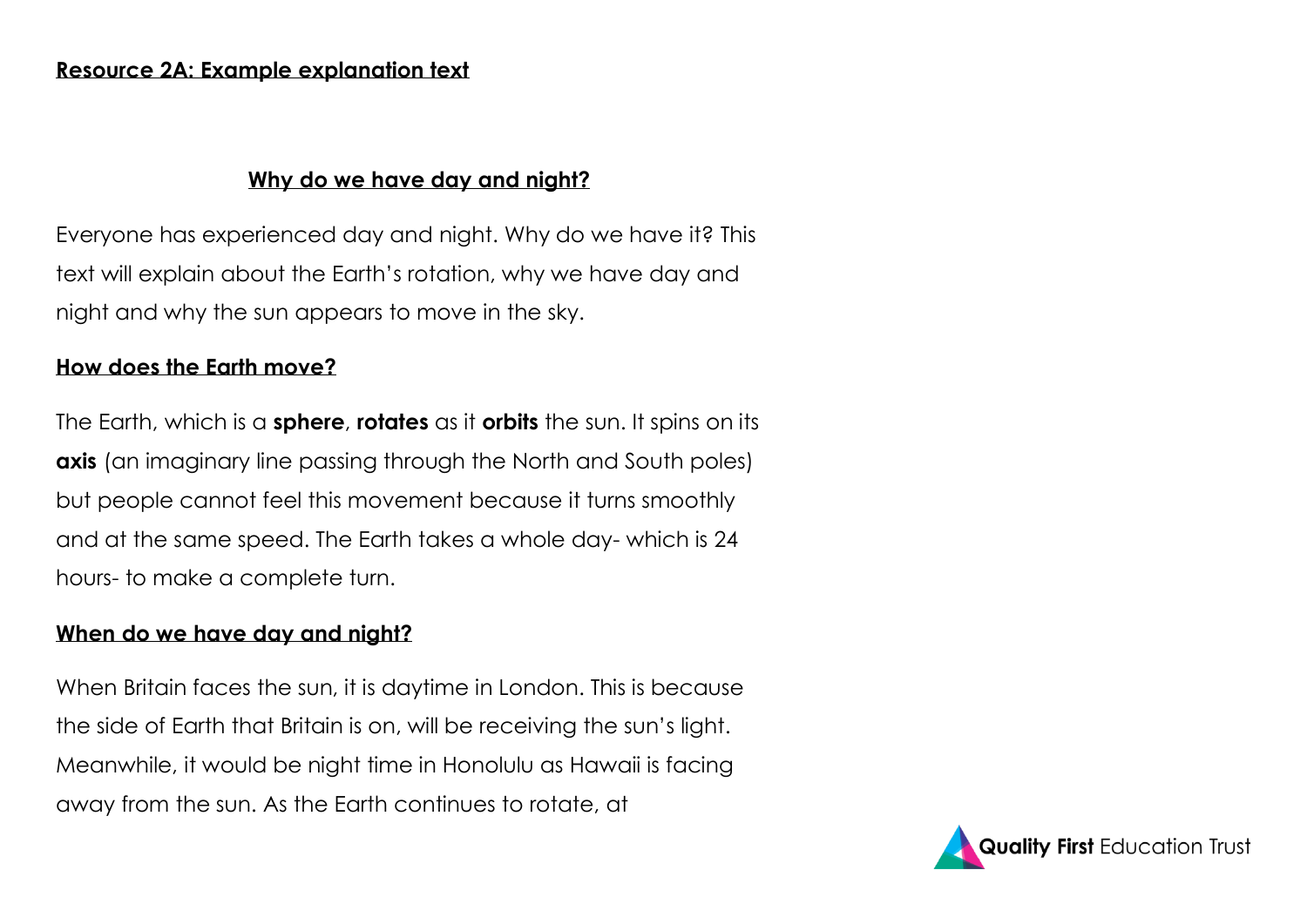**Resource 2A: Example explanation text**

## Why do we have day and night?

Everyone has experienced day and night. Why do we have it? This text will explain about the Earth's rotation, why we have day and night and why the sun appears to move in the sky.

### How does the Earth move?

The Earth, which is a **sphere**, **rotates** as it **orbits** the sun. It spins on its **axis** (an imaginary line passing through the North and South poles) but people cannot feel this movement because it turns smoothly and at the same speed. The Earth takes a whole day- which is 24 hours- to make a complete turn.

### When do we have day and night?

When Britain faces the sun, it is daytime in London. This is because the side of Earth that Britain is on, will be receiving the sun's light. Meanwhile, it would be night time in Honolulu as Hawaii is facing away from the sun. As the Earth continues to rotate, at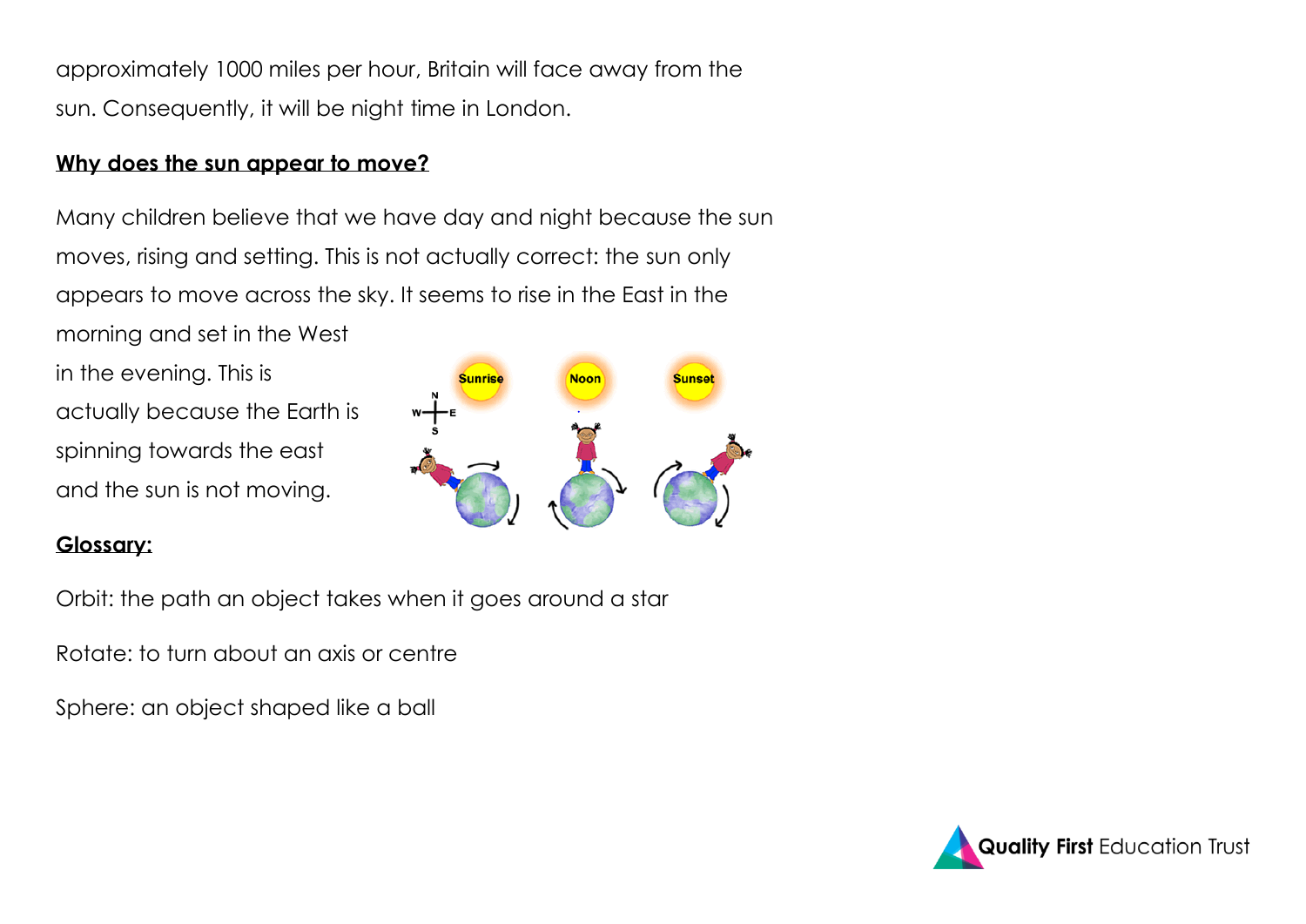approximately 1000 miles per hour, Britain will face away from the sun. Consequently, it will be night time in London.

**Why does the sun appear to move?**

Many children believe that we have day and night because the sun moves, rising and setting. This is not actually correct: the sun only appears to move across the sky. It seems to rise in the East in the morning and set in the West in the evening. This is actually because the Earth is spinning towards the east and the sun is not moving.

**Glossary:**

Orbit: the path an object takes when it goes around a star

Rotate: to turn about an axis or centre

Sphere: an object shaped like a ball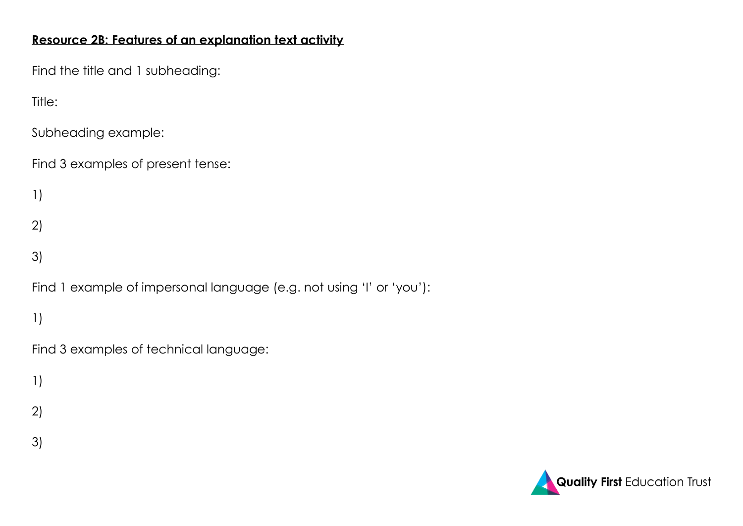**Resource 2B: Features of an explanation text activity**

Find the title and 1 subheading:

Title:

Subheading example:

Find 3 examples of present tense:

1)

2)

3)

Find 1 example of impersonal language (e.g. not using 'I' or 'you'):

1)

Find 3 examples of technical language:

1)

2)

3)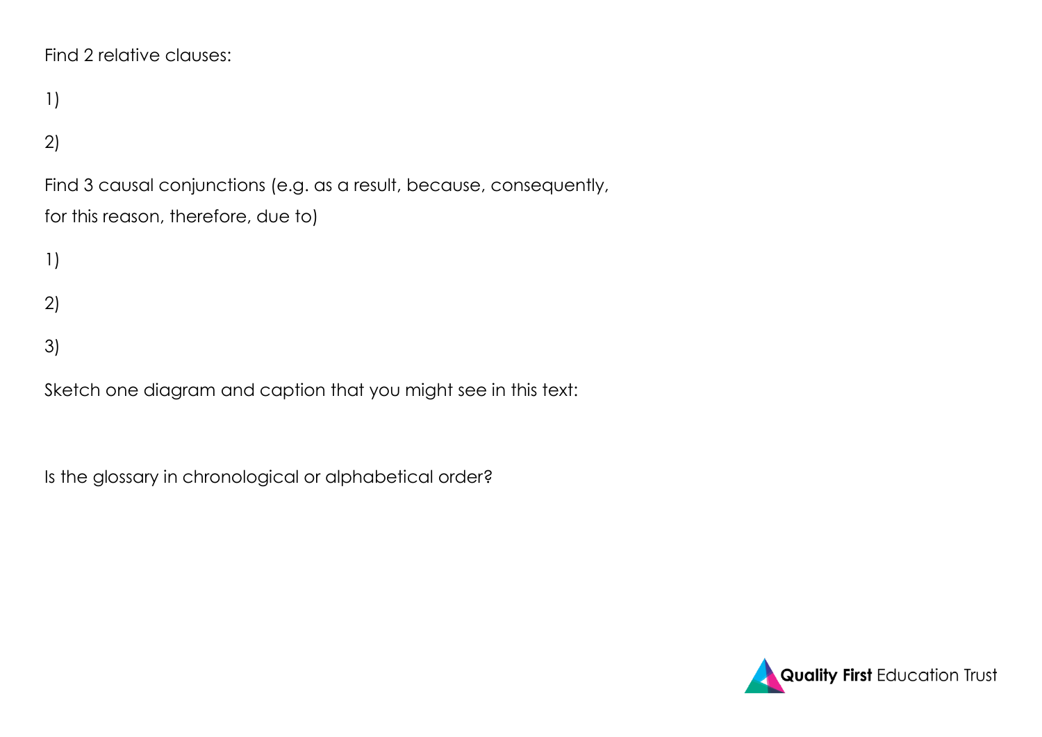Find 2 relative clauses:

1)

2)

Find 3 causal conjunctions (e.g. as a result, because, consequently, for this reason, therefore, due to)

1)

2)

3)

Sketch one diagram and caption that you might see in this text:

Is the glossary in chronological or alphabetical order?

**Quality First** Education Trust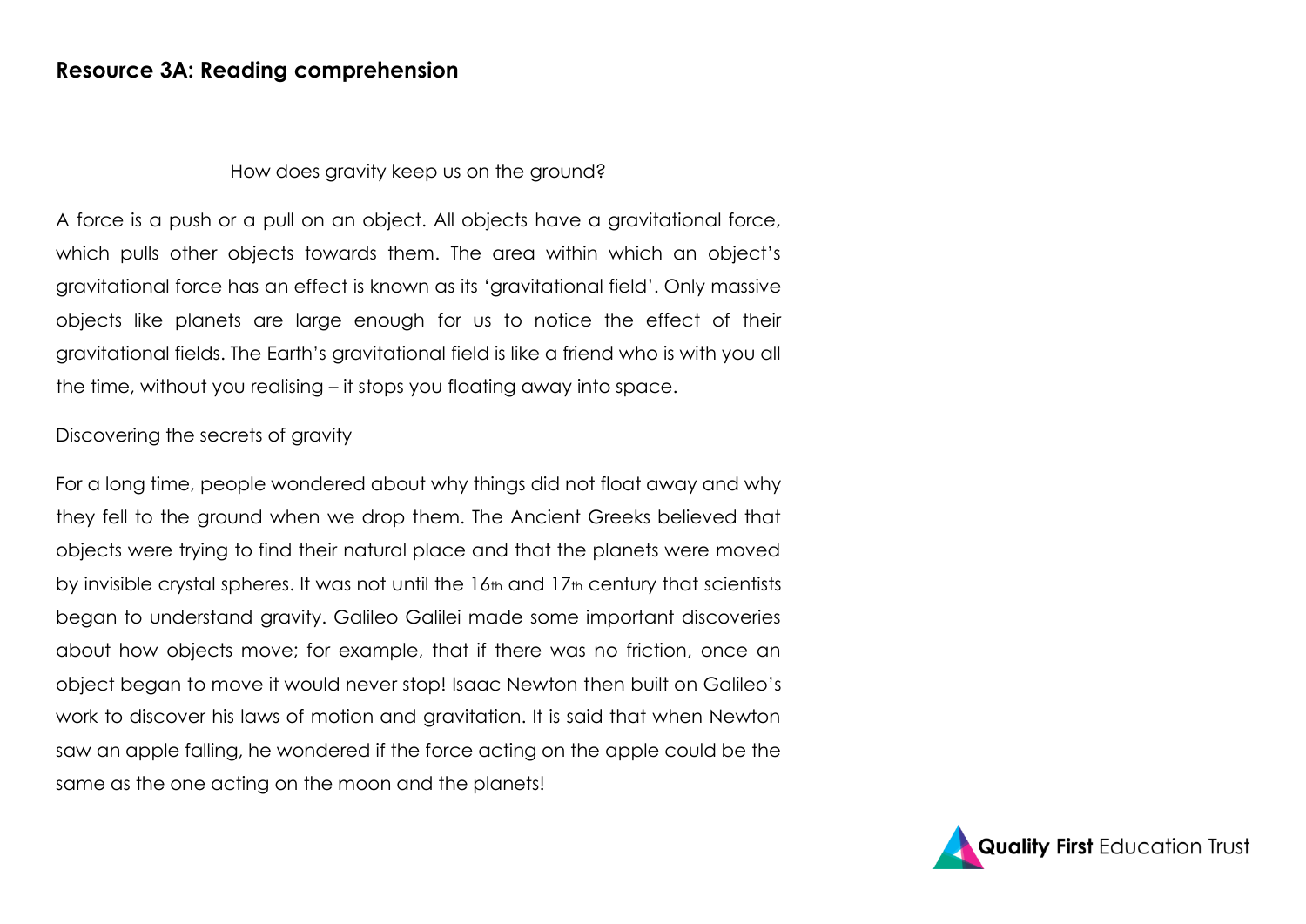## Resource 3A: Reading comprehension

### How does gravity keep us on the ground?

A force is a push or a pull on an object. All objects have a gravitational force, which pulls other objects towards them. The area within which an object's gravitational force has an effect is known as its 'gravitational field'. Only massive objects like planets are large enough for us to notice the effect of their gravitational fields. The Earth's gravitational field is like a friend who is with you all the time, without you realising – it stops you floating away into space.

### Discovering the secrets of gravity

For a long time, people wondered about why things did not float away and why they fell to the ground when we drop them. The Ancient Greeks believed that objects were trying to find their natural place and that the planets were moved by invisible crystal spheres. It was not until the 16th and 17th century that scientists began to understand gravity. Galileo Galilei made some important discoveries about how objects move; for example, that if there was no friction, once an object began to move it would never stop! Isaac Newton then built on Galileo's work to discover his laws of motion and gravitation. It is said that when Newton saw an apple falling, he wondered if the force acting on the apple could be the same as the one acting on the moon and the planets!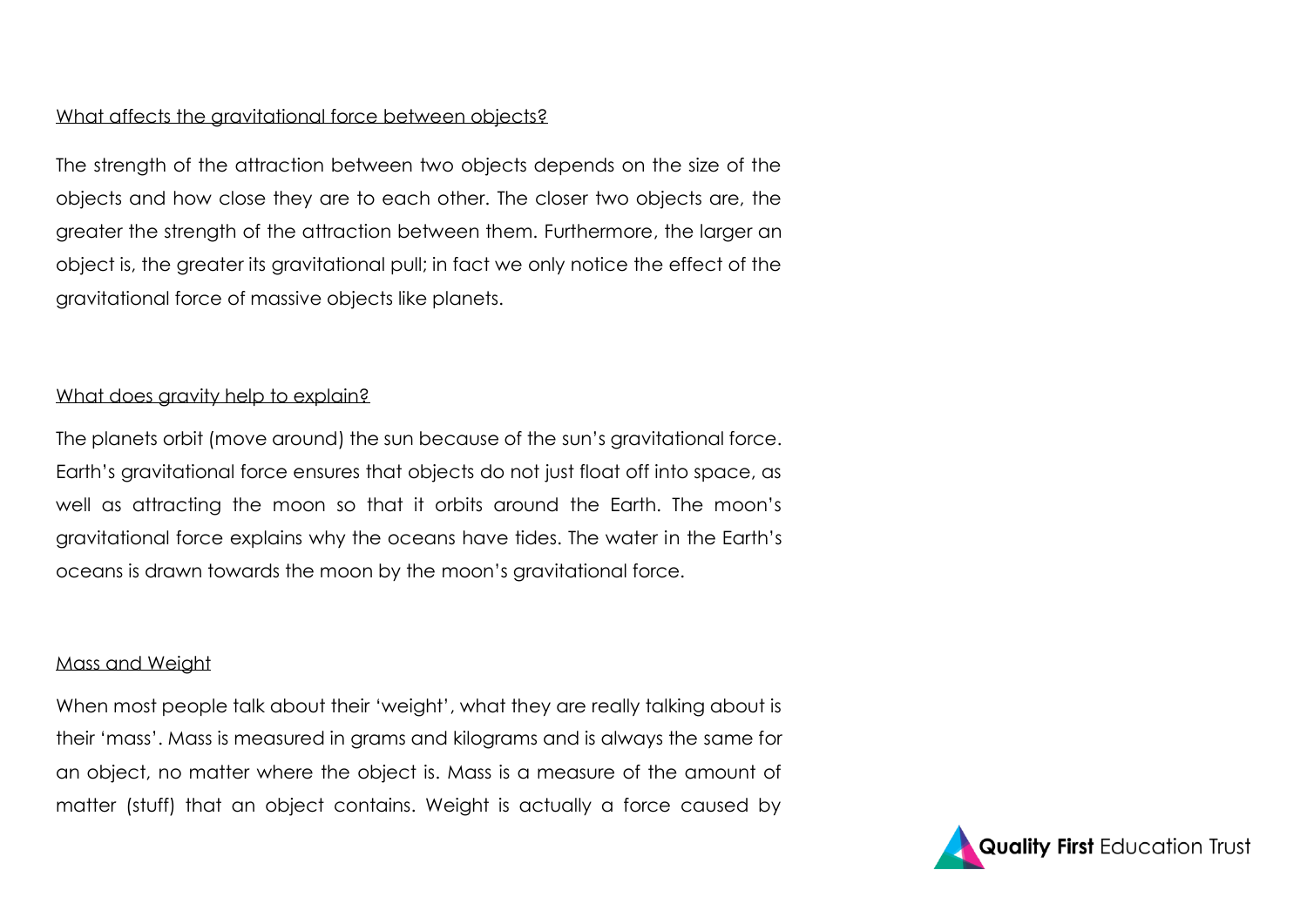## What affects the gravitational force between objects?

The strength of the attraction between two objects depends on the size of the objects and how close they are to each other. The closer two objects are, the greater the strength of the attraction between them. Furthermore, the larger an object is, the greater its gravitational pull; in fact we only notice the effect of the gravitational force of massive objects like planets.

## What does gravity help to explain?

The planets orbit (move around) the sun because of the sun's gravitational force. Earth's gravitational force ensures that objects do not just float off into space, as well as attracting the moon so that it orbits around the Earth. The moon's gravitational force explains why the oceans have tides. The water in the Earth's oceans is drawn towards the moon by the moon's gravitational force.

## Mass and Weight

When most people talk about their 'weight', what they are really talking about is their 'mass'. Mass is measured in grams and kilograms and is always the same for an object, no matter where the object is. Mass is a measure of the amount of matter (stuff) that an object contains. Weight is actually a force caused by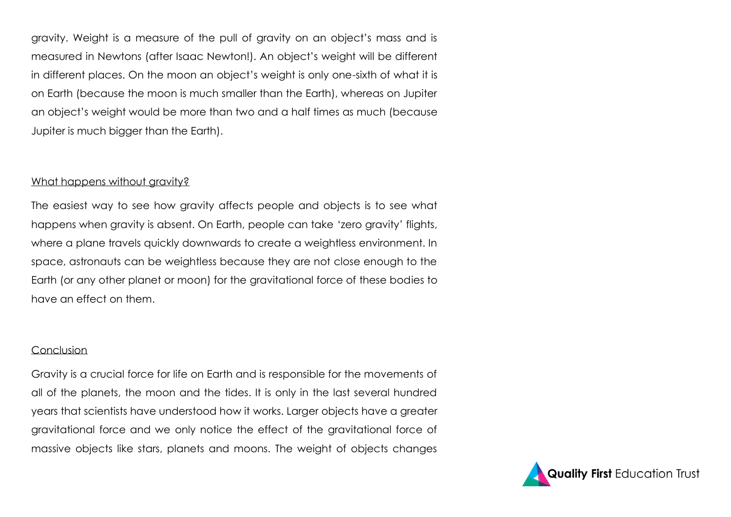gravity. Weight is a measure of the pull of gravity on an object's mass and is measured in Newtons (after Isaac Newton!). An object's weight will be different in different places. On the moon an object's weight is only one-sixth of what it is on Earth (because the moon is much smaller than the Earth), whereas on Jupiter an object's weight would be more than two and a half times as much (because Jupiter is much bigger than the Earth).

## What happens without gravity?

The easiest way to see how gravity affects people and objects is to see what happens when gravity is absent. On Earth, people can take 'zero gravity' flights, where a plane travels quickly downwards to create a weightless environment. In space, astronauts can be weightless because they are not close enough to the Earth (or any other planet or moon) for the gravitational force of these bodies to have an effect on them.

## Conclusion

Gravity is a crucial force for life on Earth and is responsible for the movements of all of the planets, the moon and the tides. It is only in the last several hundred years that scientists have understood how it works. Larger objects have a greater gravitational force and we only notice the effect of the gravitational force of massive objects like stars, planets and moons. The weight of objects changes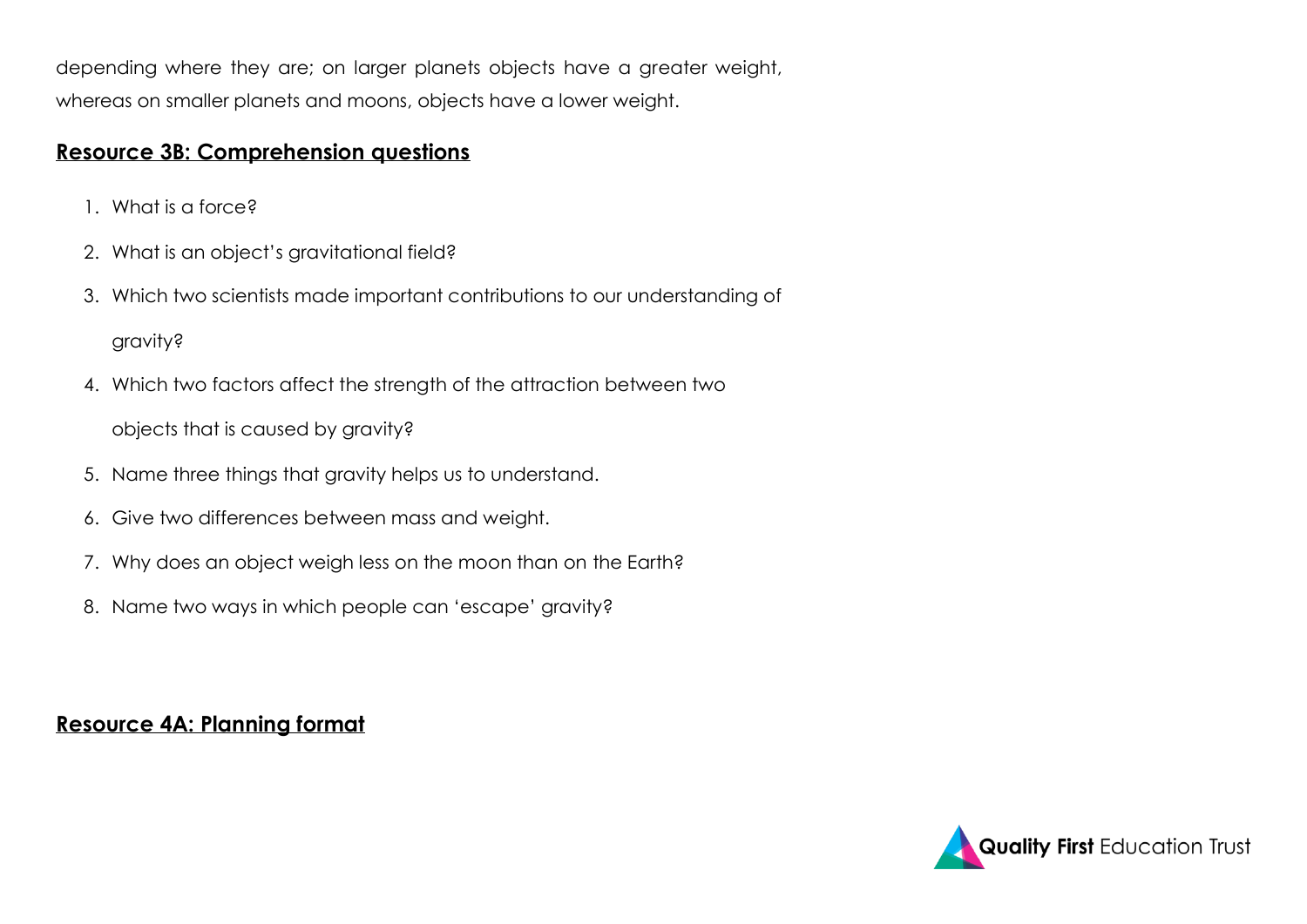depending where they are; on larger planets objects have a greater weight, whereas on smaller planets and moons, objects have a lower weight.

## **Resource 3B: Comprehension questions**

1. What is a force?
2. What is an object's gravitational field?
3. Which two scientists made important contributions to our understanding of gravity?
4. Which two factors affect the strength of the attraction between two objects that is caused by gravity?
5. Name three things that gravity helps us to understand.
6. Give two differences between mass and weight.
7. Why does an object weigh less on the moon than on the Earth?
8. Name two ways in which people can 'escape' gravity?

## **Resource 4A: Planning format**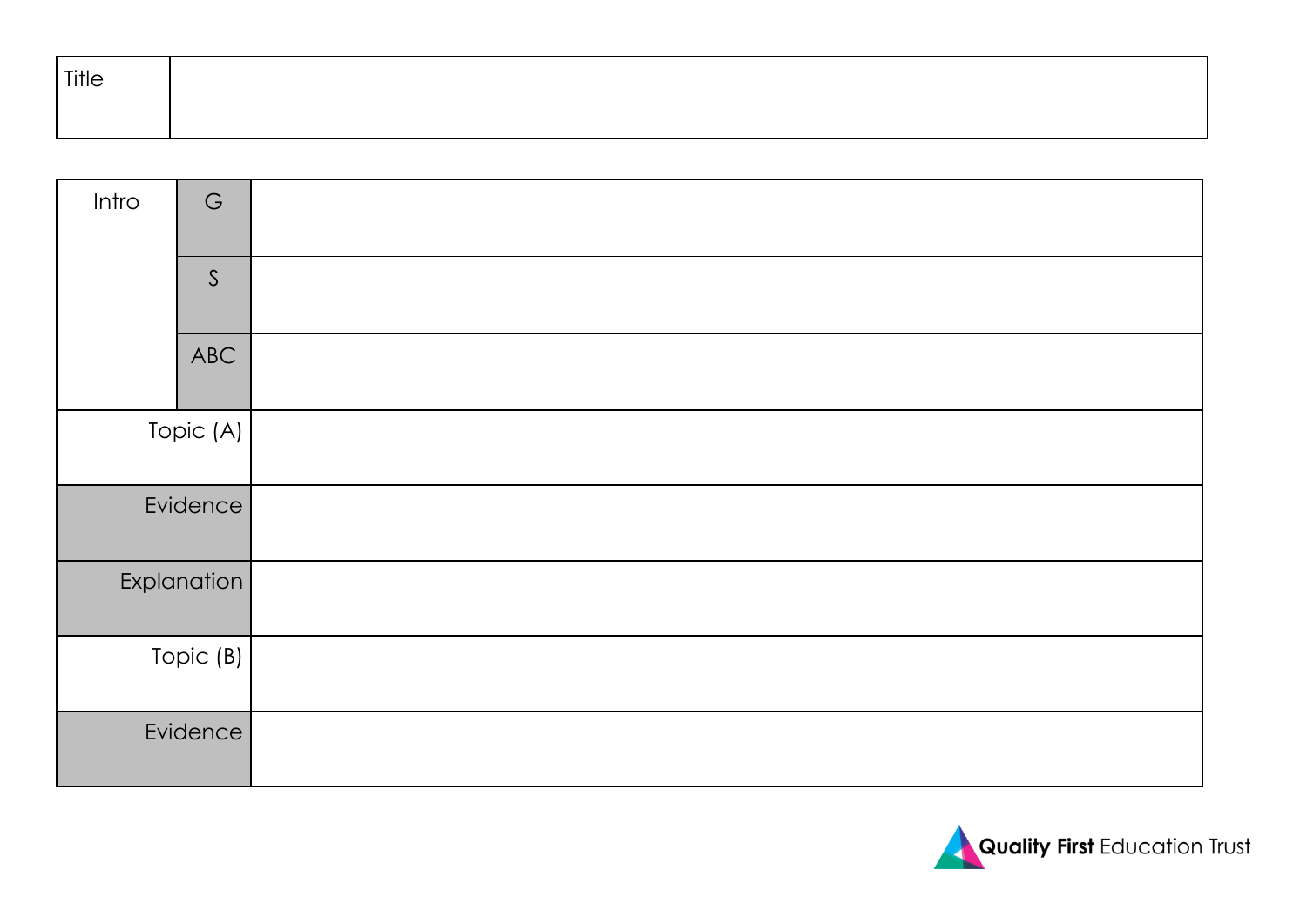| Title | |
|---|---|

| Intro | G | |
|---|---|---|
| | S | |
| | ABC | |
| Topic (A) | | |
| Evidence | | |
| Explanation | | |
| Topic (B) | | |
| Evidence | | |

Quality First Education Trust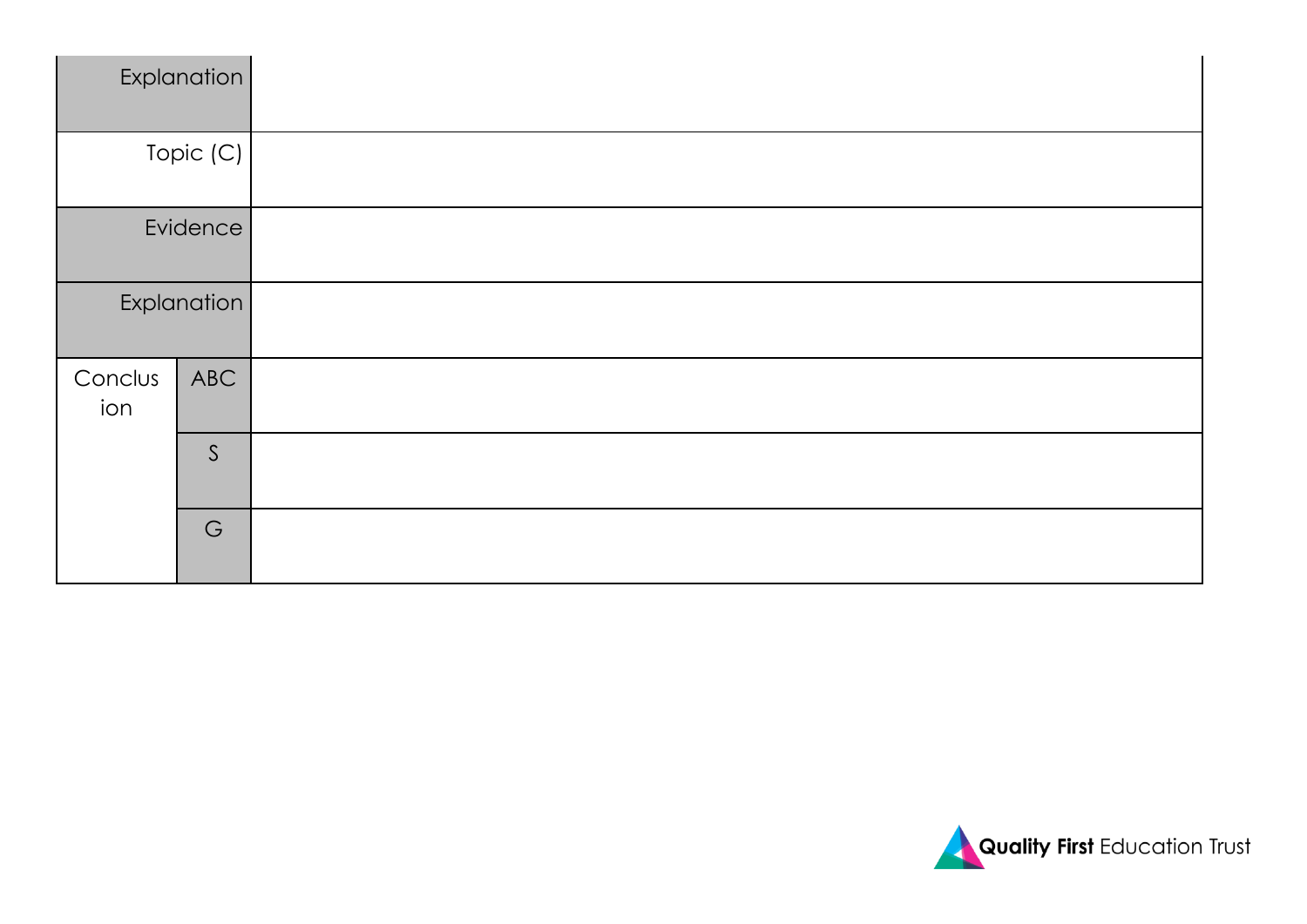| | | |
|---|---|---|
| Explanation | | |
| Topic (C) | | |
| Evidence | | |
| Explanation | | |
| Conclusion | ABC | |
| | S | |
| | G | |

Quality First Education Trust